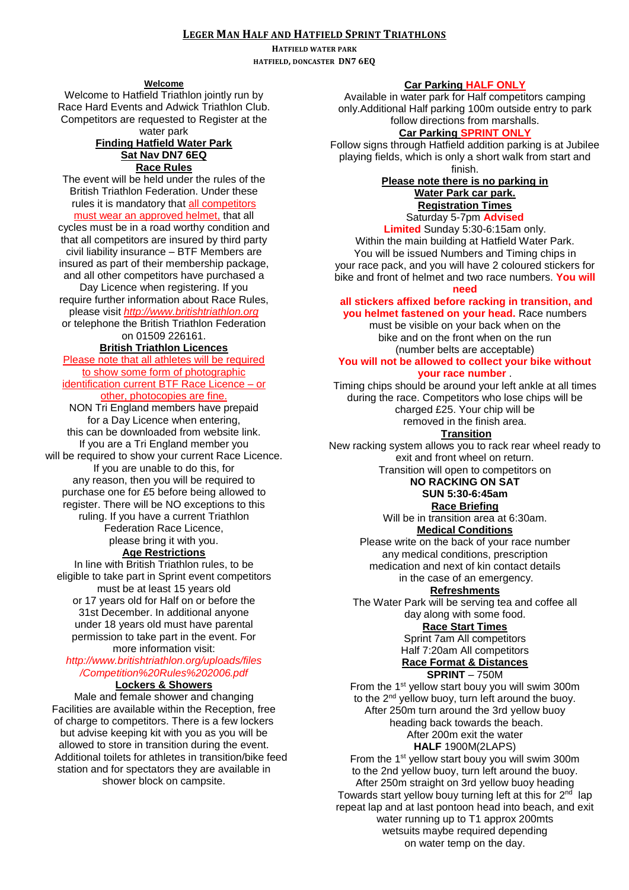# LEGER MAN HALF AND HATFIELD SPRINT TRIATHLONS

**HATFIELD WATER PARK**

**HATFIELD, DONCASTER DN7 6EQ**

## Welcome

Welcome to Hatfield Triathlon jointly run by Race Hard Events and Adwick Triathlon Club. Competitors are requested to Register at the water park

## Finding Hatfield Water Park

**Sat Nav DN7 6EQ**

## Race Rules

The event will be held under the rules of the British Triathlon Federation. Under these rules it is mandatory that all competitors must wear an approved helmet, that all cycles must be in a road worthy condition and that all competitors are insured by third party civil liability insurance – BTF Members are insured as part of their membership package, and all other competitors have purchased a Day Licence when registering. If you require further information about Race Rules, please visit *http://www.britishtriathlon.org* or telephone the British Triathlon Federation on 01509 226161.

## British Triathlon Licences

Please note that all athletes will be required to show some form of photographic identification current BTF Race Licence – or other, photocopies are fine.

NON Tri England members have prepaid for a Day Licence when entering, this can be downloaded from website link. If you are a Tri England member you will be required to show your current Race Licence. If you are unable to do this, for any reason, then you will be required to purchase one for £5 before being allowed to register. There will be NO exceptions to this ruling. If you have a current Triathlon Federation Race Licence, please bring it with you.

## Age Restrictions

In line with British Triathlon rules, to be eligible to take part in Sprint event competitors must be at least 15 years old or 17 years old for Half on or before the 31st December. In additional anyone under 18 years old must have parental permission to take part in the event. For more information visit:

*http://www.britishtriathlon.org/uploads/files/Competition%20Rules%202006.pdf*

## Lockers & Showers

Male and female shower and changing Facilities are available within the Reception, free of charge to competitors. There is a few lockers but advise keeping kit with you as you will be allowed to store in transition during the event. Additional toilets for athletes in transition/bike feed station and for spectators they are available in shower block on campsite.

## Car Parking HALF ONLY

Available in water park for Half competitors camping only.Additional Half parking 100m outside entry to park follow directions from marshalls.

## Car Parking SPRINT ONLY

Follow signs through Hatfield addition parking is at Jubilee playing fields, which is only a short walk from start and finish.

**Please note there is no parking in Water Park car park.**

## Registration Times

Saturday 5-7pm **Advised**

**Limited** Sunday 5:30-6:15am only.

Within the main building at Hatfield Water Park. You will be issued Numbers and Timing chips in your race pack, and you will have 2 coloured stickers for bike and front of helmet and two race numbers. **You will need all stickers affixed before racking in transition, and you helmet fastened on your head.** Race numbers must be visible on your back when on the bike and on the front when on the run (number belts are acceptable)

**You will not be allowed to collect your bike without your race number** .

Timing chips should be around your left ankle at all times during the race. Competitors who lose chips will be charged £25. Your chip will be removed in the finish area.

## Transition

New racking system allows you to rack rear wheel ready to exit and front wheel on return.

Transition will open to competitors on

**NO RACKING ON SAT**

**SUN 5:30-6:45am**

## Race Briefing

Will be in transition area at 6:30am.

## Medical Conditions

Please write on the back of your race number any medical conditions, prescription medication and next of kin contact details in the case of an emergency.

## Refreshments

The Water Park will be serving tea and coffee all day along with some food.

## Race Start Times

Sprint 7am All competitors

Half 7:20am All competitors

## Race Format & Distances

**SPRINT** – 750M

From the 1st yellow start bouy you will swim 300m to the 2nd yellow buoy, turn left around the buoy. After 250m turn around the 3rd yellow buoy heading back towards the beach. After 200m exit the water

**HALF** 1900M(2LAPS)

From the 1st yellow start bouy you will swim 300m to the 2nd yellow buoy, turn left around the buoy. After 250m straight on 3rd yellow buoy heading Towards start yellow bouy turning left at this for 2nd lap repeat lap and at last pontoon head into beach, and exit water running up to T1 approx 200mts wetsuits maybe required depending on water temp on the day.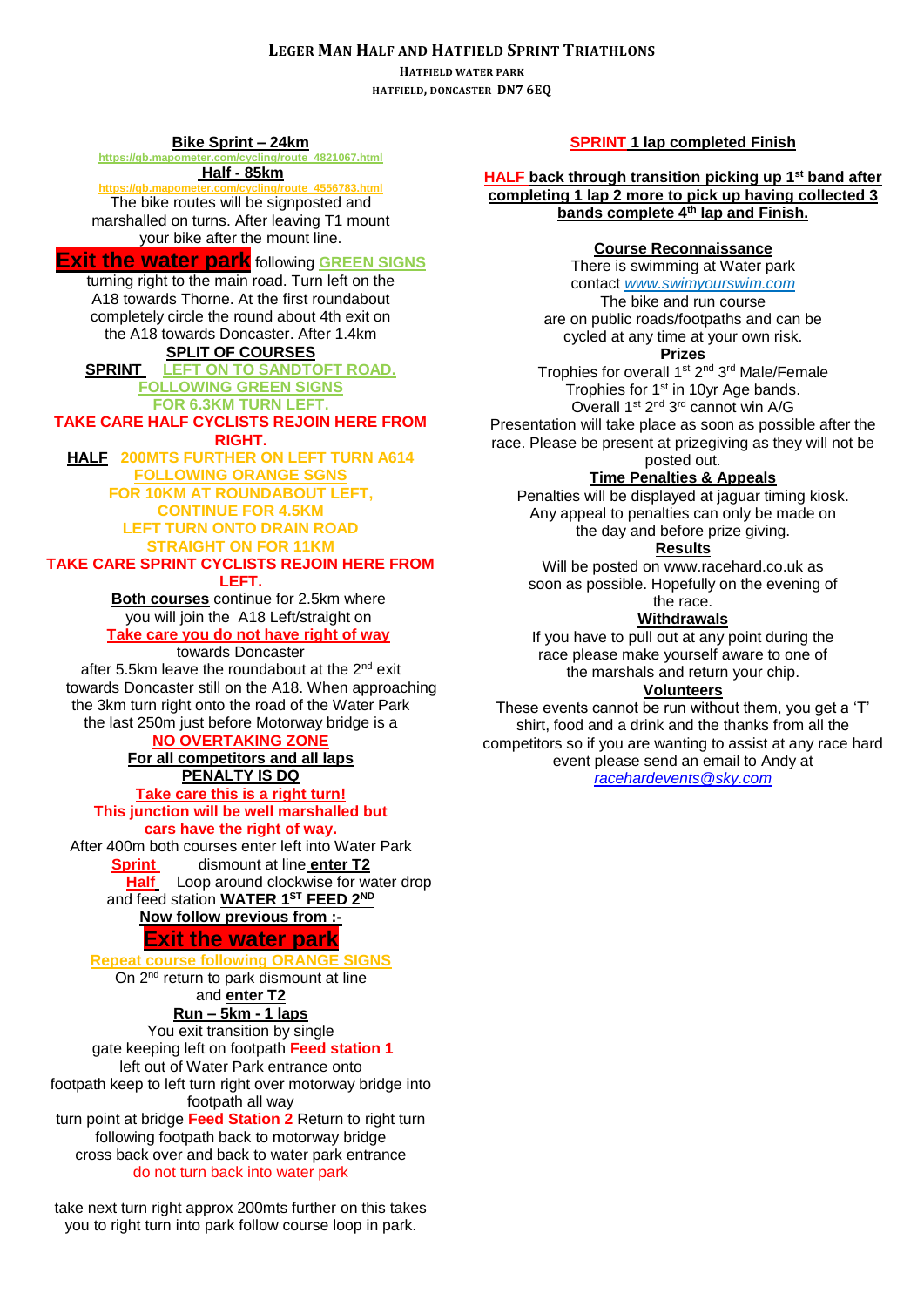# LEGER MAN HALF AND HATFIELD SPRINT TRIATHLONS

**HATFIELD WATER PARK**

**HATFIELD, DONCASTER DN7 6EQ**

**Bike Sprint – 24km**

https://gb.mapometer.com/cycling/route_4821067.html

**Half - 85km**

https://gb.mapometer.com/cycling/route_4556783.html

The bike routes will be signposted and marshalled on turns. After leaving T1 mount your bike after the mount line.

**Exit the water park** following **GREEN SIGNS** turning right to the main road. Turn left on the A18 towards Thorne. At the first roundabout completely circle the round about 4th exit on the A18 towards Doncaster. After 1.4km

**SPLIT OF COURSES**

**SPRINT** **LEFT ON TO SANDTOFT ROAD. FOLLOWING GREEN SIGNS FOR 6.3KM TURN LEFT.**

**TAKE CARE HALF CYCLISTS REJOIN HERE FROM RIGHT.**

**HALF** **200MTS FURTHER ON LEFT TURN A614 FOLLOWING ORANGE SGNS FOR 10KM AT ROUNDABOUT LEFT, CONTINUE FOR 4.5KM LEFT TURN ONTO DRAIN ROAD STRAIGHT ON FOR 11KM**

**TAKE CARE SPRINT CYCLISTS REJOIN HERE FROM LEFT.**

**Both courses** continue for 2.5km where you will join the A18 Left/straight on

**Take care you do not have right of way**

towards Doncaster after 5.5km leave the roundabout at the 2nd exit towards Doncaster still on the A18. When approaching the 3km turn right onto the road of the Water Park the last 250m just before Motorway bridge is a

**NO OVERTAKING ZONE**

**For all competitors and all laps**

**PENALTY IS DQ**

**Take care this is a right turn!**

**This junction will be well marshalled but cars have the right of way.**

After 400m both courses enter left into Water Park

**Sprint** dismount at line **enter T2**

**Half** Loop around clockwise for water drop and feed station **WATER 1ST FEED 2ND**

**Now follow previous from :-**

**Exit the water park**

**Repeat course following ORANGE SIGNS**

On 2nd return to park dismount at line and **enter T2**

**Run – 5km - 1 laps**

You exit transition by single gate keeping left on footpath **Feed station 1** left out of Water Park entrance onto footpath keep to left turn right over motorway bridge into footpath all way turn point at bridge **Feed Station 2** Return to right turn following footpath back to motorway bridge cross back over and back to water park entrance do not turn back into water park

take next turn right approx 200mts further on this takes you to right turn into park follow course loop in park.

**SPRINT 1 lap completed Finish**

**HALF back through transition picking up 1st band after completing 1 lap 2 more to pick up having collected 3 bands complete 4th lap and Finish.**

**Course Reconnaissance**

There is swimming at Water park contact *www.swimyourswim.com*

The bike and run course are on public roads/footpaths and can be cycled at any time at your own risk.

**Prizes**

Trophies for overall 1st 2nd 3rd Male/Female

Trophies for 1st in 10yr Age bands.

Overall 1st 2nd 3rd cannot win A/G

Presentation will take place as soon as possible after the race. Please be present at prizegiving as they will not be posted out.

**Time Penalties & Appeals**

Penalties will be displayed at jaguar timing kiosk. Any appeal to penalties can only be made on the day and before prize giving.

**Results**

Will be posted on www.racehard.co.uk as soon as possible. Hopefully on the evening of the race.

**Withdrawals**

If you have to pull out at any point during the race please make yourself aware to one of the marshals and return your chip.

**Volunteers**

These events cannot be run without them, you get a 'T' shirt, food and a drink and the thanks from all the competitors so if you are wanting to assist at any race hard event please send an email to Andy at *racehardevents@sky.com*